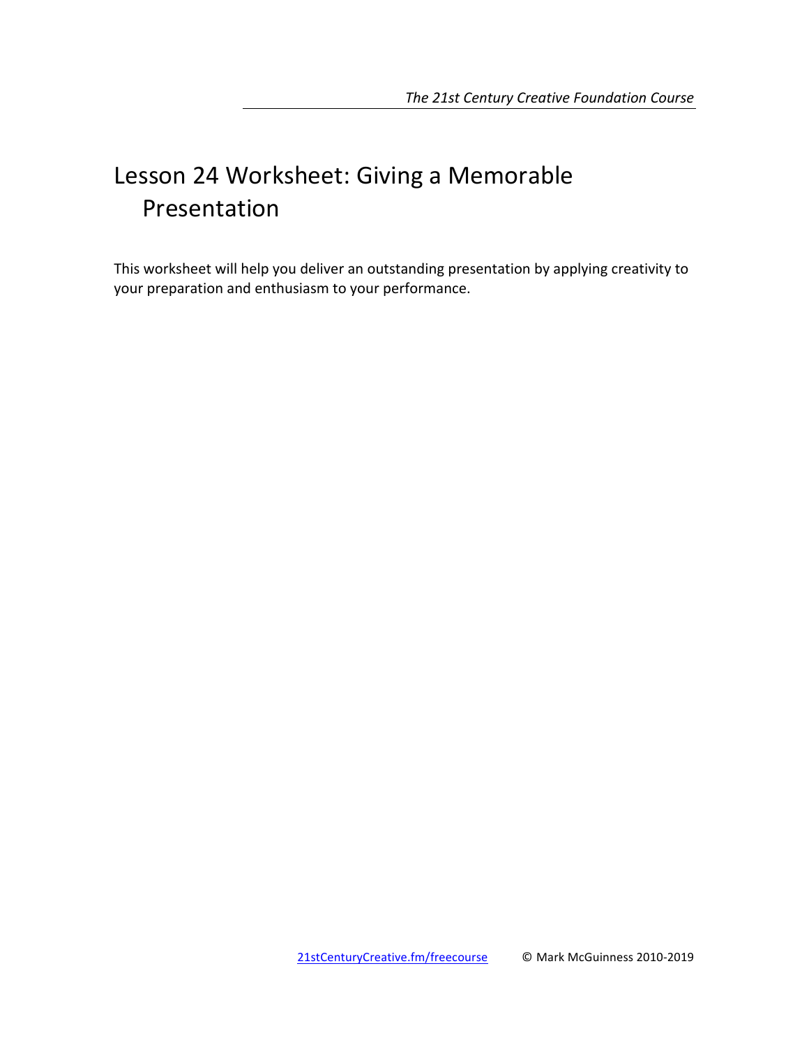# Lesson 24 Worksheet: Giving a Memorable Presentation

This worksheet will help you deliver an outstanding presentation by applying creativity to your preparation and enthusiasm to your performance.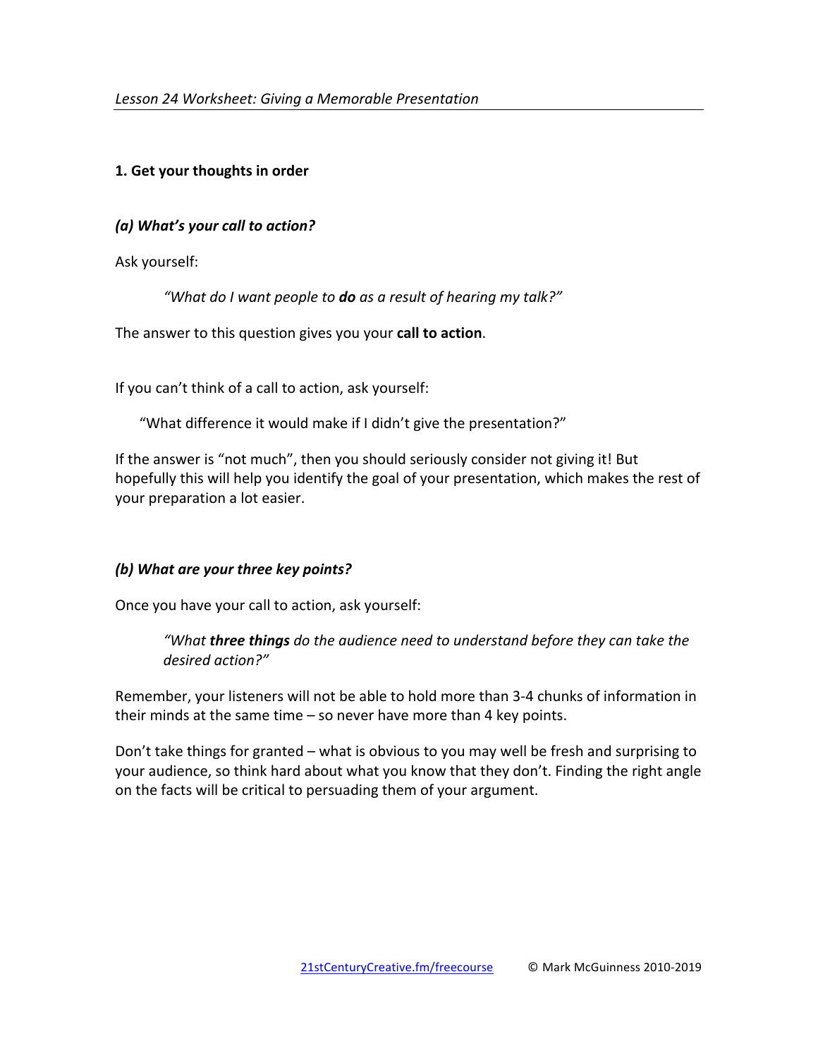## 1. Get your thoughts in order

### *(a) What's your call to action?*

Ask yourself:

> *"What do I want people to **do** as a result of hearing my talk?"*

The answer to this question gives you your **call to action**.

If you can't think of a call to action, ask yourself:

> "What difference it would make if I didn't give the presentation?"

If the answer is "not much", then you should seriously consider not giving it! But hopefully this will help you identify the goal of your presentation, which makes the rest of your preparation a lot easier.

### *(b) What are your three key points?*

Once you have your call to action, ask yourself:

> *"What **three things** do the audience need to understand before they can take the desired action?"*

Remember, your listeners will not be able to hold more than 3-4 chunks of information in their minds at the same time – so never have more than 4 key points.

Don't take things for granted – what is obvious to you may well be fresh and surprising to your audience, so think hard about what you know that they don't. Finding the right angle on the facts will be critical to persuading them of your argument.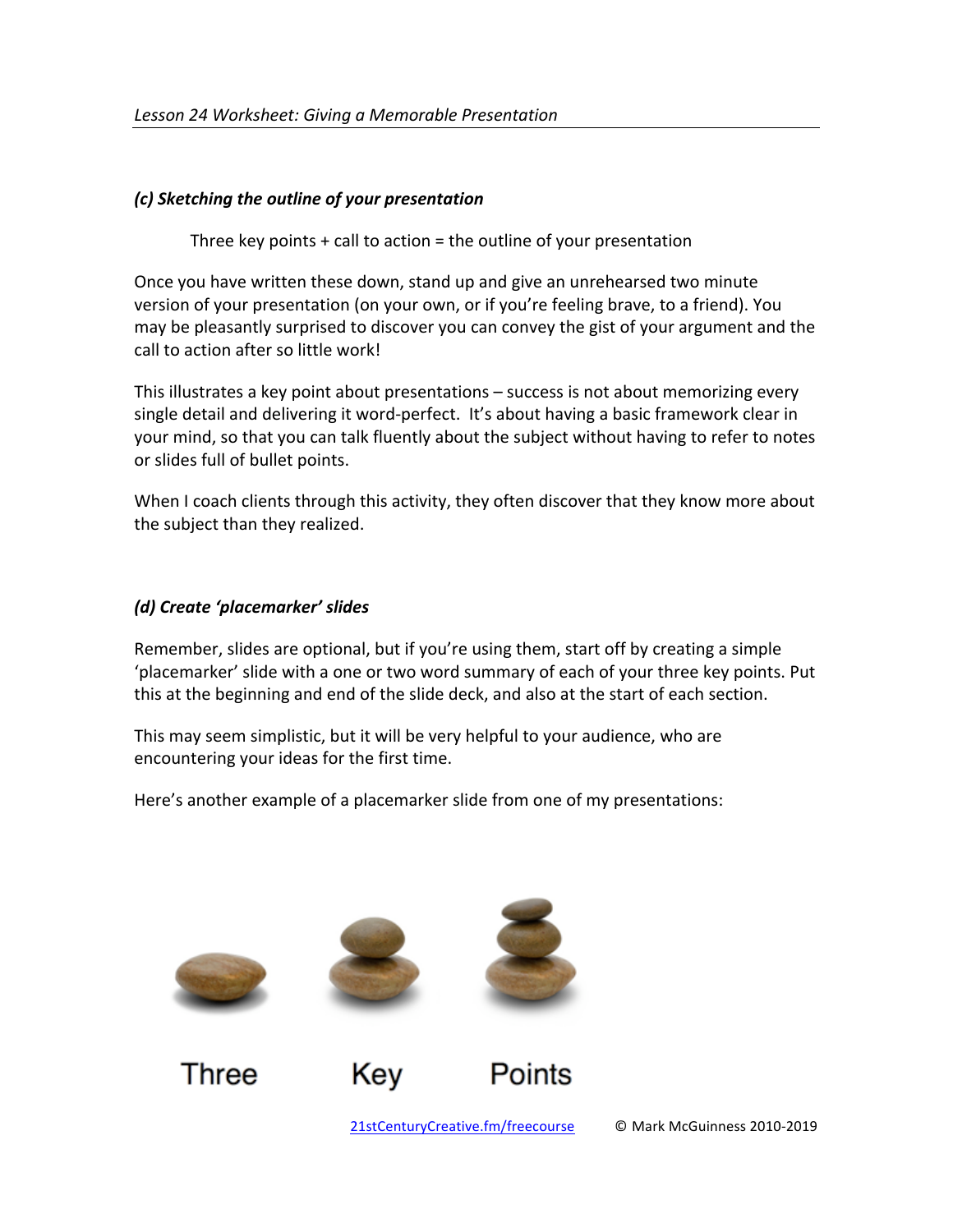### *(c) Sketching the outline of your presentation*

Three key points + call to action = the outline of your presentation

Once you have written these down, stand up and give an unrehearsed two minute version of your presentation (on your own, or if you're feeling brave, to a friend). You may be pleasantly surprised to discover you can convey the gist of your argument and the call to action after so little work!

This illustrates a key point about presentations – success is not about memorizing every single detail and delivering it word-perfect. It's about having a basic framework clear in your mind, so that you can talk fluently about the subject without having to refer to notes or slides full of bullet points.

When I coach clients through this activity, they often discover that they know more about the subject than they realized.

### *(d) Create 'placemarker' slides*

Remember, slides are optional, but if you're using them, start off by creating a simple 'placemarker' slide with a one or two word summary of each of your three key points. Put this at the beginning and end of the slide deck, and also at the start of each section.

This may seem simplistic, but it will be very helpful to your audience, who are encountering your ideas for the first time.

Here's another example of a placemarker slide from one of my presentations:

Three Key Points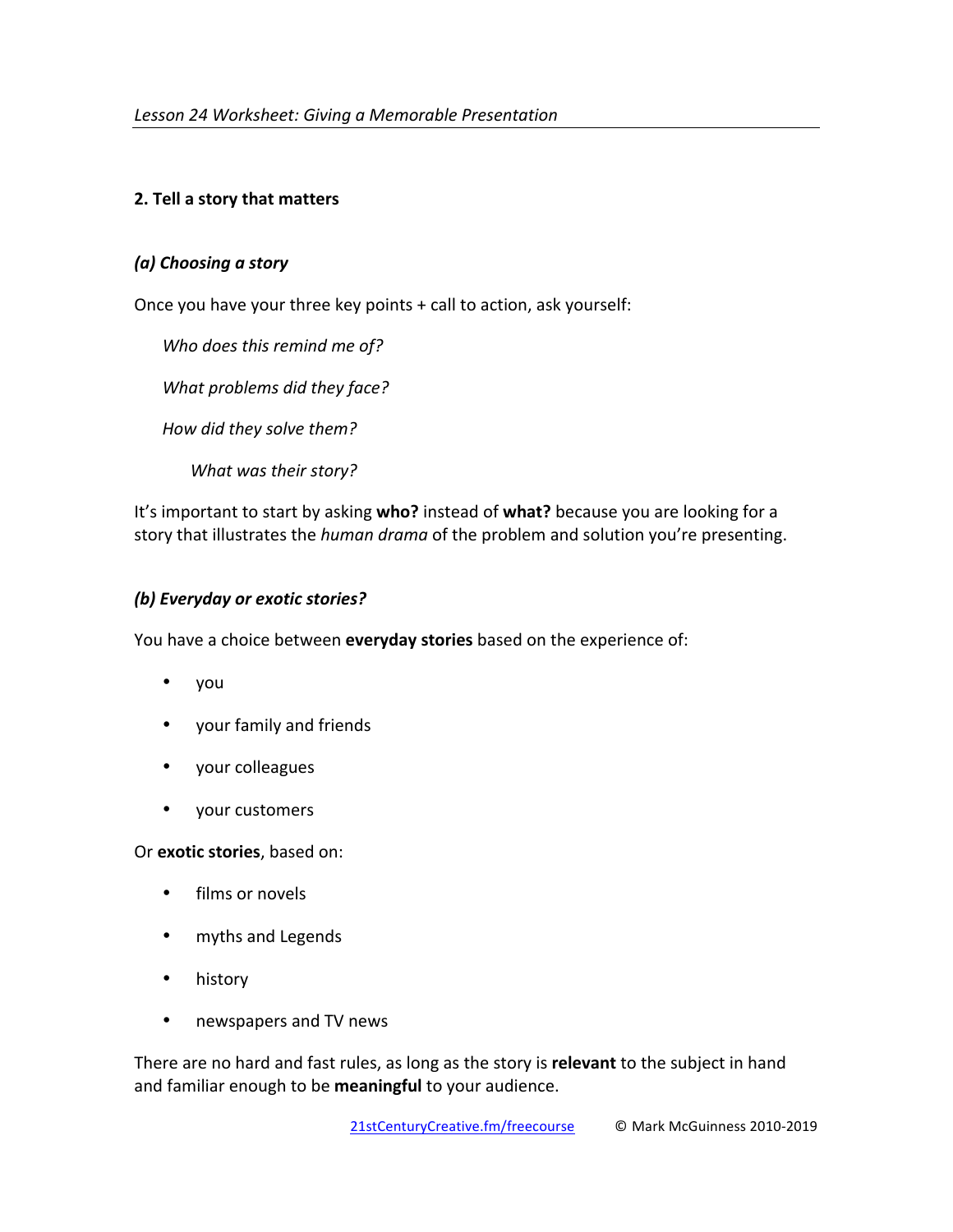## 2. Tell a story that matters

### *(a) Choosing a story*

Once you have your three key points + call to action, ask yourself:

*Who does this remind me of?*

*What problems did they face?*

*How did they solve them?*

*What was their story?*

It's important to start by asking **who?** instead of **what?** because you are looking for a story that illustrates the *human drama* of the problem and solution you're presenting.

### *(b) Everyday or exotic stories?*

You have a choice between **everyday stories** based on the experience of:

- you
- your family and friends
- your colleagues
- your customers

Or **exotic stories**, based on:

- films or novels
- myths and Legends
- history
- newspapers and TV news

There are no hard and fast rules, as long as the story is **relevant** to the subject in hand and familiar enough to be **meaningful** to your audience.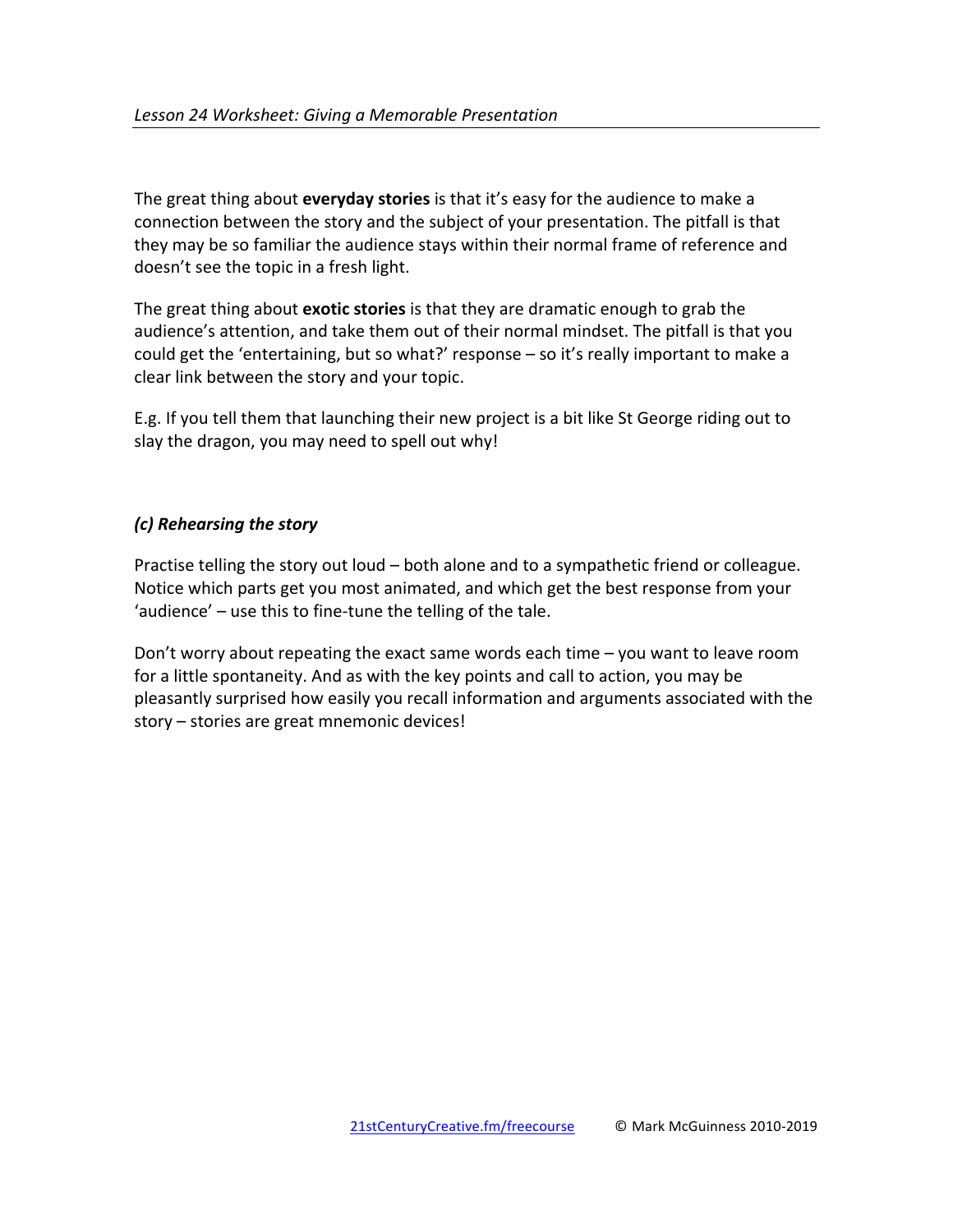The great thing about **everyday stories** is that it's easy for the audience to make a connection between the story and the subject of your presentation. The pitfall is that they may be so familiar the audience stays within their normal frame of reference and doesn't see the topic in a fresh light.

The great thing about **exotic stories** is that they are dramatic enough to grab the audience's attention, and take them out of their normal mindset. The pitfall is that you could get the 'entertaining, but so what?' response – so it's really important to make a clear link between the story and your topic.

E.g. If you tell them that launching their new project is a bit like St George riding out to slay the dragon, you may need to spell out why!

### *(c) Rehearsing the story*

Practise telling the story out loud – both alone and to a sympathetic friend or colleague. Notice which parts get you most animated, and which get the best response from your 'audience' – use this to fine-tune the telling of the tale.

Don't worry about repeating the exact same words each time – you want to leave room for a little spontaneity. And as with the key points and call to action, you may be pleasantly surprised how easily you recall information and arguments associated with the story – stories are great mnemonic devices!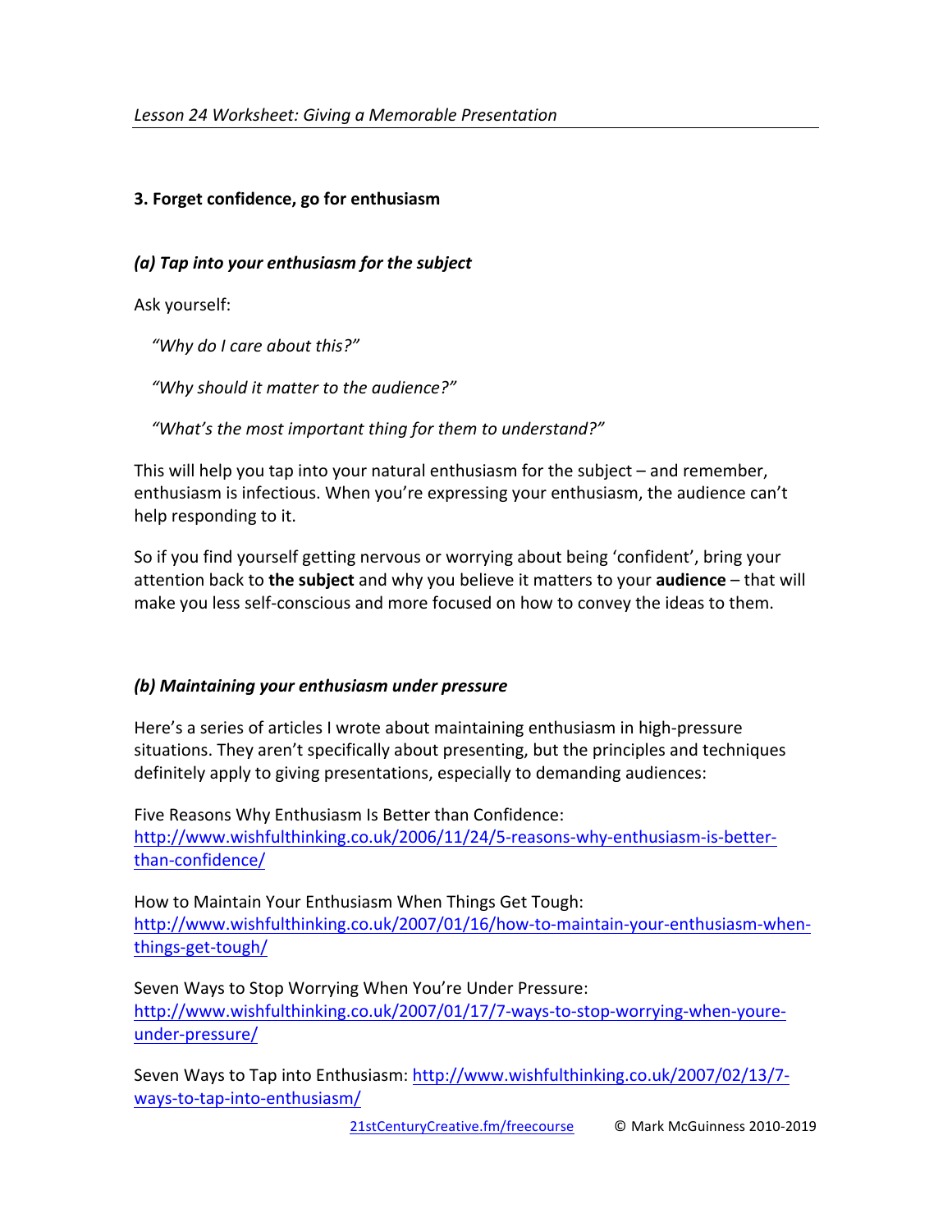### 3. Forget confidence, go for enthusiasm

#### *(a) Tap into your enthusiasm for the subject*

Ask yourself:

*"Why do I care about this?"*

*"Why should it matter to the audience?"*

*"What's the most important thing for them to understand?"*

This will help you tap into your natural enthusiasm for the subject – and remember, enthusiasm is infectious. When you're expressing your enthusiasm, the audience can't help responding to it.

So if you find yourself getting nervous or worrying about being 'confident', bring your attention back to **the subject** and why you believe it matters to your **audience** – that will make you less self-conscious and more focused on how to convey the ideas to them.

#### *(b) Maintaining your enthusiasm under pressure*

Here's a series of articles I wrote about maintaining enthusiasm in high-pressure situations. They aren't specifically about presenting, but the principles and techniques definitely apply to giving presentations, especially to demanding audiences:

Five Reasons Why Enthusiasm Is Better than Confidence: http://www.wishfulthinking.co.uk/2006/11/24/5-reasons-why-enthusiasm-is-better-than-confidence/

How to Maintain Your Enthusiasm When Things Get Tough: http://www.wishfulthinking.co.uk/2007/01/16/how-to-maintain-your-enthusiasm-when-things-get-tough/

Seven Ways to Stop Worrying When You're Under Pressure: http://www.wishfulthinking.co.uk/2007/01/17/7-ways-to-stop-worrying-when-youre-under-pressure/

Seven Ways to Tap into Enthusiasm: http://www.wishfulthinking.co.uk/2007/02/13/7-ways-to-tap-into-enthusiasm/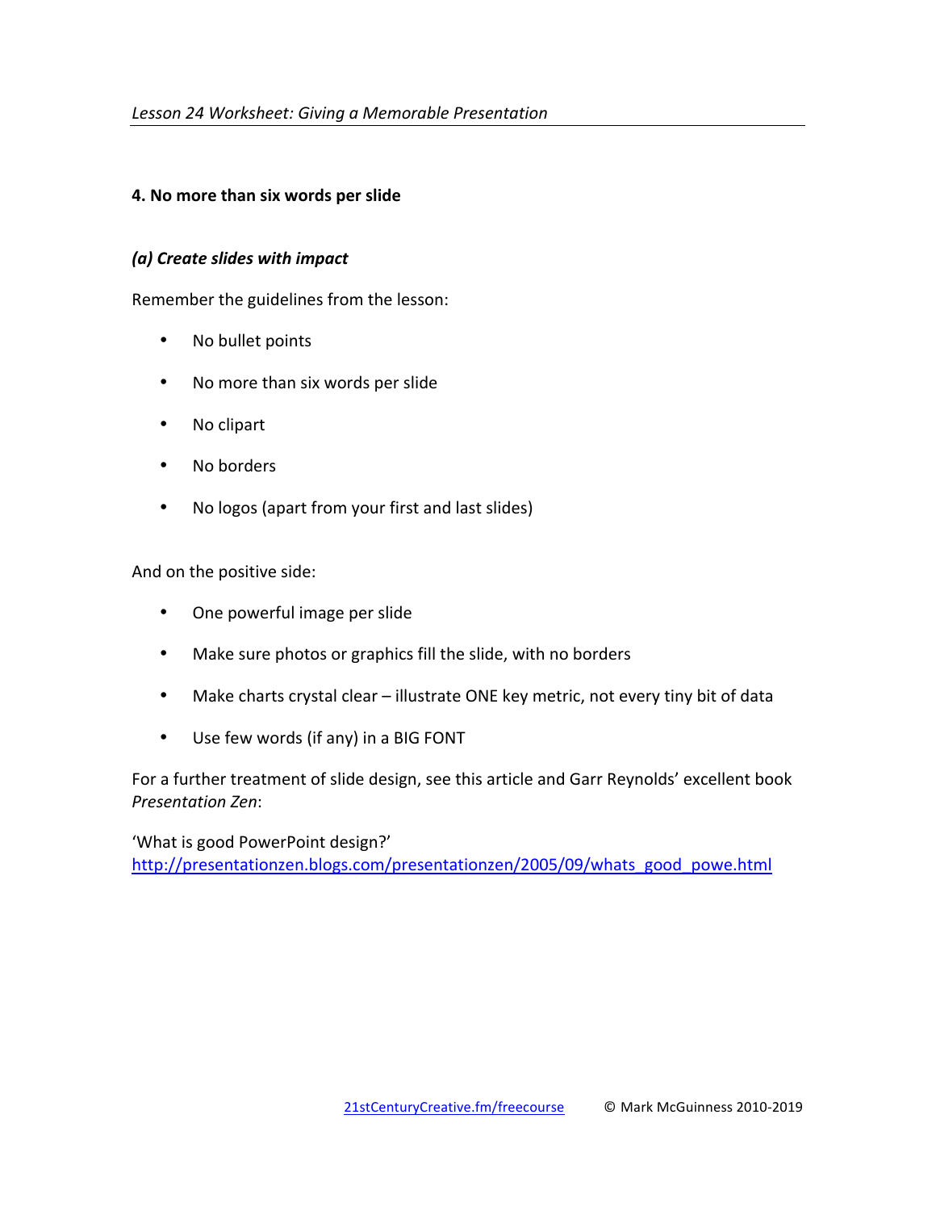## 4. No more than six words per slide

### *(a) Create slides with impact*

Remember the guidelines from the lesson:

- No bullet points
- No more than six words per slide
- No clipart
- No borders
- No logos (apart from your first and last slides)

And on the positive side:

- One powerful image per slide
- Make sure photos or graphics fill the slide, with no borders
- Make charts crystal clear – illustrate ONE key metric, not every tiny bit of data
- Use few words (if any) in a BIG FONT

For a further treatment of slide design, see this article and Garr Reynolds' excellent book *Presentation Zen*:

'What is good PowerPoint design?'
[http://presentationzen.blogs.com/presentationzen/2005/09/whats_good_powe.html](http://presentationzen.blogs.com/presentationzen/2005/09/whats_good_powe.html)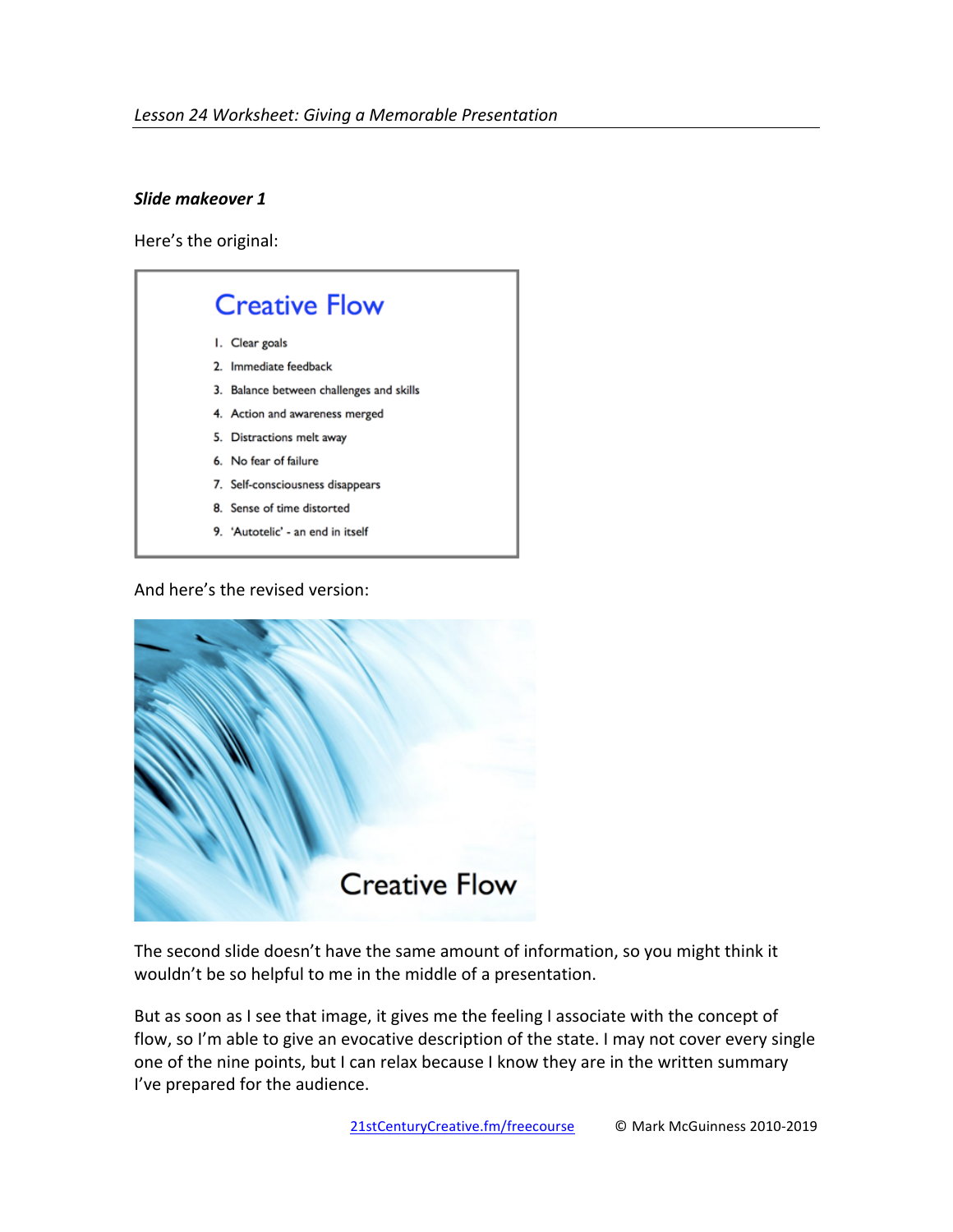***Slide makeover 1***

Here's the original:

**Creative Flow**

1. Clear goals
2. Immediate feedback
3. Balance between challenges and skills
4. Action and awareness merged
5. Distractions melt away
6. No fear of failure
7. Self-consciousness disappears
8. Sense of time distorted
9. 'Autotelic' - an end in itself

And here's the revised version:

**Creative Flow**

The second slide doesn't have the same amount of information, so you might think it wouldn't be so helpful to me in the middle of a presentation.

But as soon as I see that image, it gives me the feeling I associate with the concept of flow, so I'm able to give an evocative description of the state. I may not cover every single one of the nine points, but I can relax because I know they are in the written summary I've prepared for the audience.

[21stCenturyCreative.fm/freecourse](21stCenturyCreative.fm/freecourse) © Mark McGuinness 2010-2019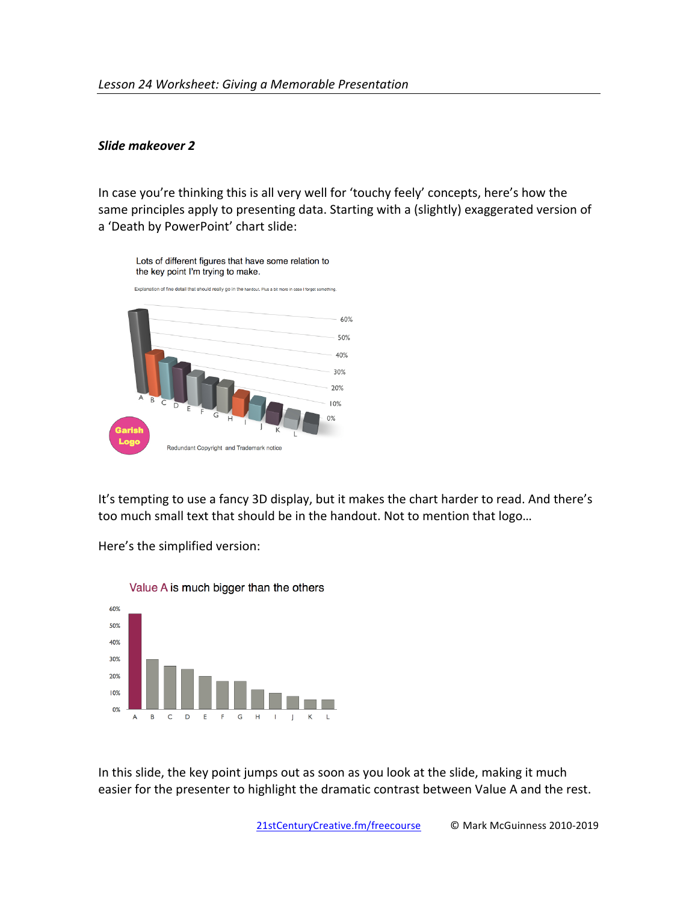***Slide makeover 2***

In case you're thinking this is all very well for 'touchy feely' concepts, here's how the same principles apply to presenting data. Starting with a (slightly) exaggerated version of a 'Death by PowerPoint' chart slide:

Lots of different figures that have some relation to the key point I'm trying to make.

Explanation of fine detail that should really go in the handout. Plus a bit more in case I forget something.

Garish Logo

Redundant Copyright and Trademark notice

It's tempting to use a fancy 3D display, but it makes the chart harder to read. And there's too much small text that should be in the handout. Not to mention that logo…

Here's the simplified version:

Value A is much bigger than the others

In this slide, the key point jumps out as soon as you look at the slide, making it much easier for the presenter to highlight the dramatic contrast between Value A and the rest.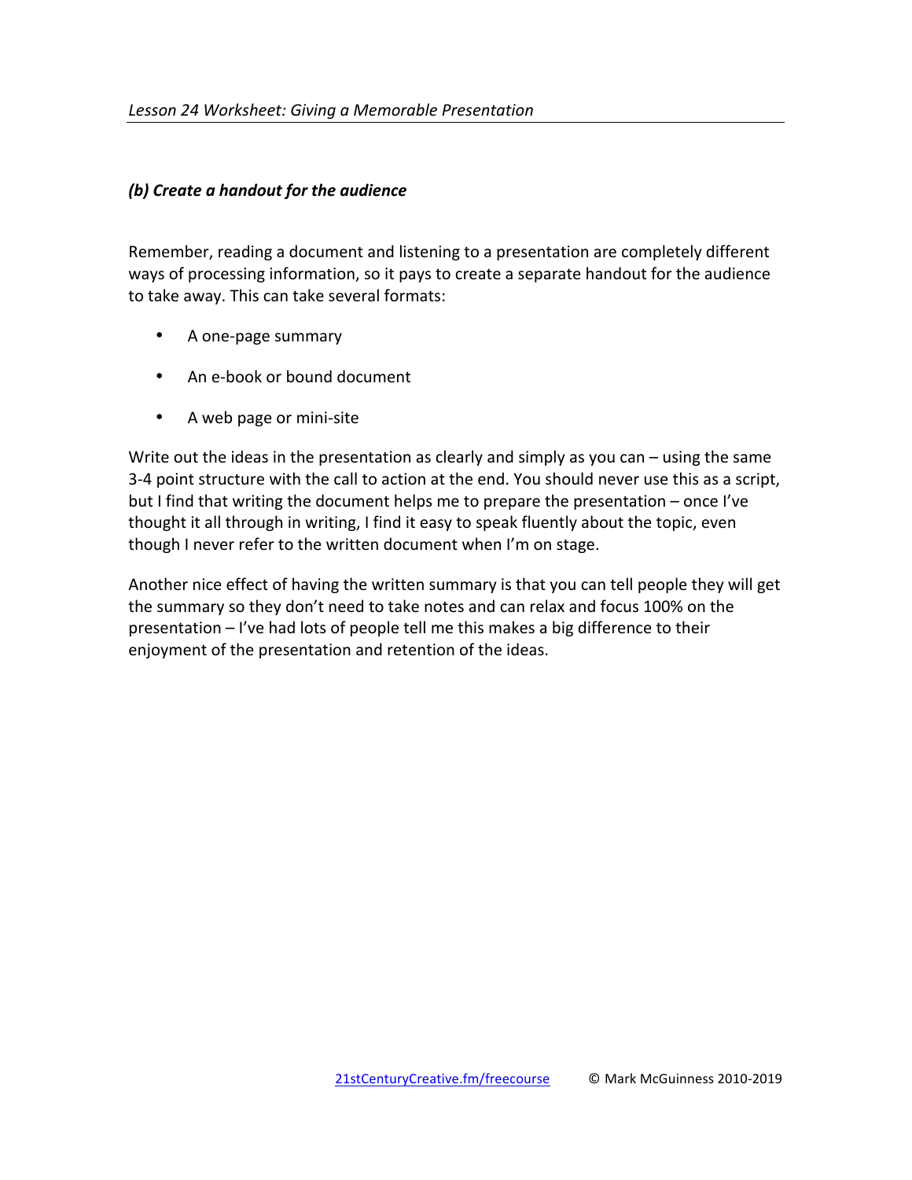### *(b) Create a handout for the audience*

Remember, reading a document and listening to a presentation are completely different ways of processing information, so it pays to create a separate handout for the audience to take away. This can take several formats:

- A one-page summary
- An e-book or bound document
- A web page or mini-site

Write out the ideas in the presentation as clearly and simply as you can – using the same 3-4 point structure with the call to action at the end. You should never use this as a script, but I find that writing the document helps me to prepare the presentation – once I've thought it all through in writing, I find it easy to speak fluently about the topic, even though I never refer to the written document when I'm on stage.

Another nice effect of having the written summary is that you can tell people they will get the summary so they don't need to take notes and can relax and focus 100% on the presentation – I've had lots of people tell me this makes a big difference to their enjoyment of the presentation and retention of the ideas.